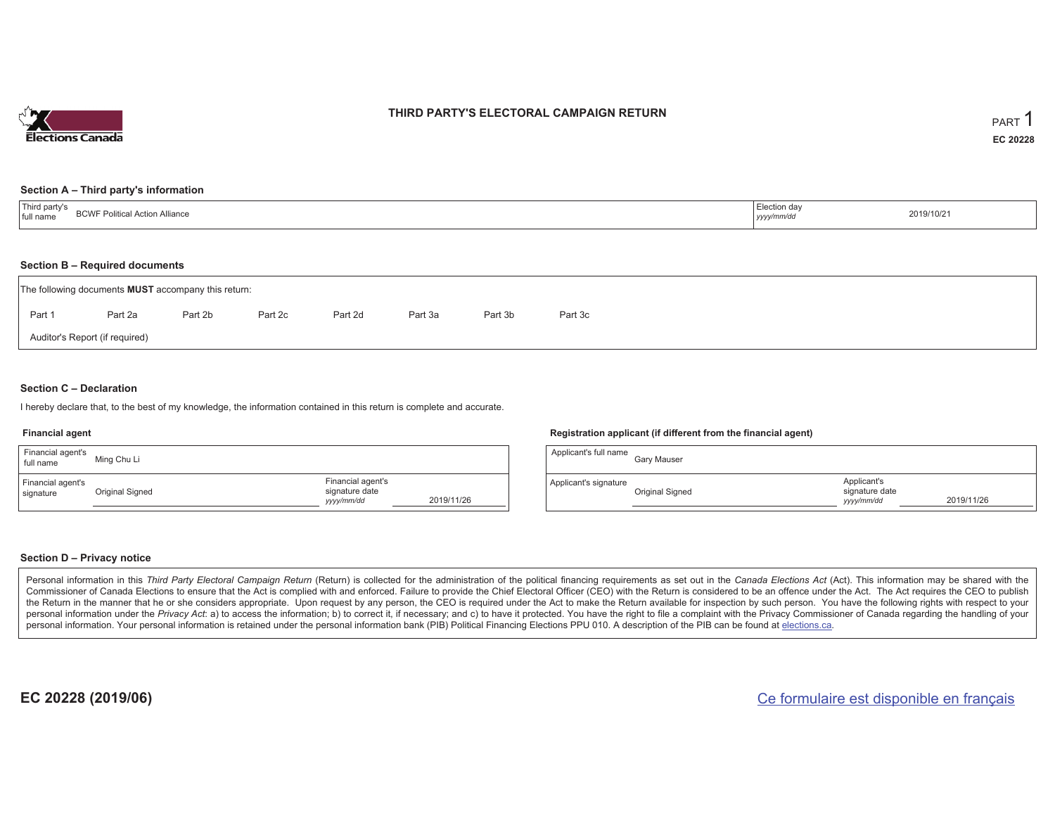# THIRD PARTY'S ELECTORAL CAMPAIGN RETURN

PART 1

**EC 20228**

## Section A – Third party's information

| Third party's full name | BCWF Political Action Alliance | Election day *yyyy/mm/dd* | 2019/10/21 |
|---|---|---|---|

## Section B – Required documents

The following documents **MUST** accompany this return:

Part 1 | Part 2a | Part 2b | Part 2c | Part 2d | Part 3a | Part 3b | Part 3c

Auditor's Report (if required)

## Section C – Declaration

I hereby declare that, to the best of my knowledge, the information contained in this return is complete and accurate.

### Financial agent

| Financial agent's full name | Ming Chu Li | | |
|---|---|---|---|
| Financial agent's signature | Original Signed | Financial agent's signature date *yyyy/mm/dd* | 2019/11/26 |

### Registration applicant (if different from the financial agent)

| Applicant's full name | Gary Mauser | | |
|---|---|---|---|
| Applicant's signature | Original Signed | Applicant's signature date *yyyy/mm/dd* | 2019/11/26 |

## Section D – Privacy notice

Personal information in this *Third Party Electoral Campaign Return* (Return) is collected for the administration of the political financing requirements as set out in the *Canada Elections Act* (Act). This information may be shared with the Commissioner of Canada Elections to ensure that the Act is complied with and enforced. Failure to provide the Chief Electoral Officer (CEO) with the Return is considered to be an offence under the Act. The Act requires the CEO to publish the Return in the manner that he or she considers appropriate. Upon request by any person, the CEO is required under the Act to make the Return available for inspection by such person. You have the following rights with respect to your personal information under the *Privacy Act*: a) to access the information; b) to correct it, if necessary; and c) to have it protected. You have the right to file a complaint with the Privacy Commissioner of Canada regarding the handling of your personal information. Your personal information is retained under the personal information bank (PIB) Political Financing Elections PPU 010. A description of the PIB can be found at elections.ca.

**EC 20228 (2019/06)**

Ce formulaire est disponible en français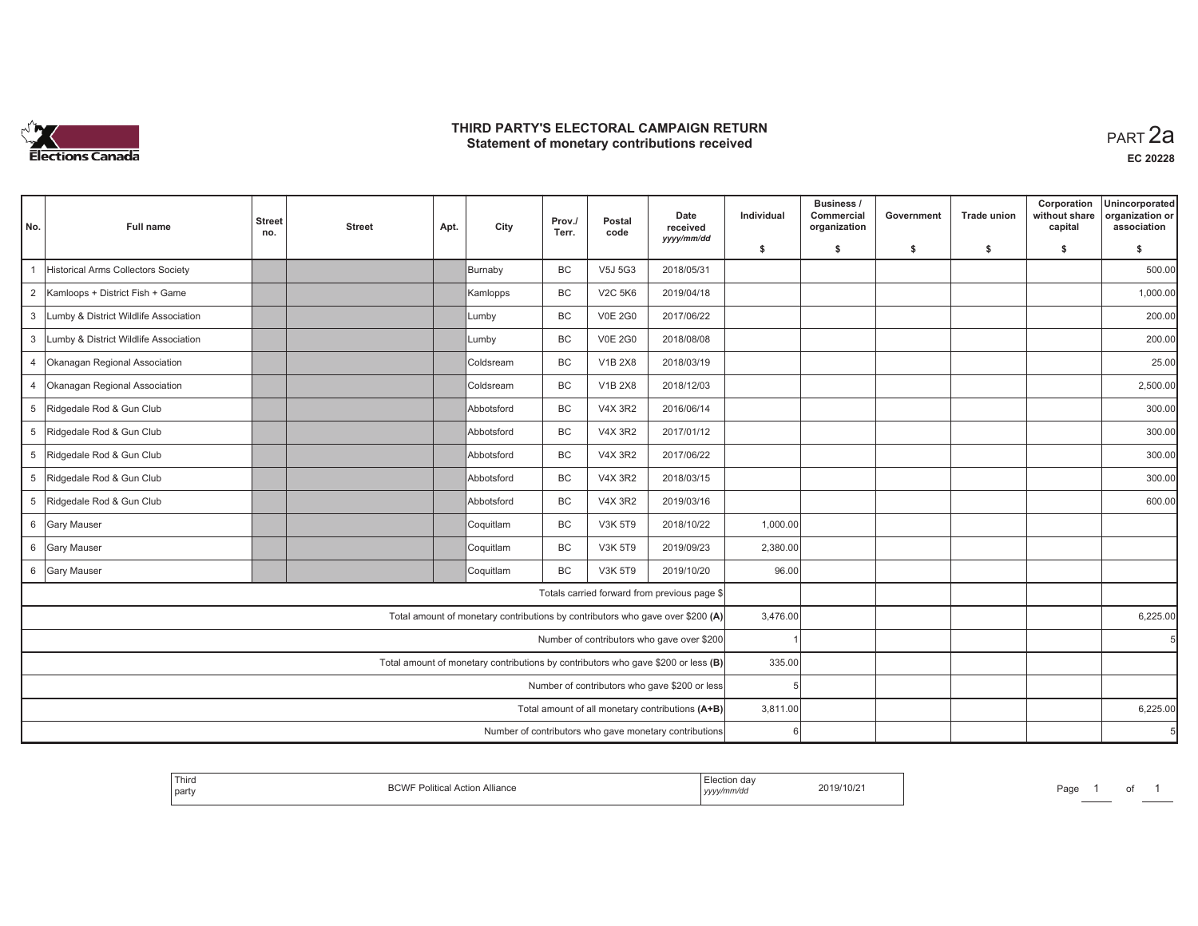# THIRD PARTY'S ELECTORAL CAMPAIGN RETURN
## Statement of monetary contributions received

PART 2a

EC 20228

| No. | Full name | Street no. | Street | Apt. | City | Prov./ Terr. | Postal code | Date received yyyy/mm/dd | Individual $ | Business / Commercial organization $ | Government $ | Trade union $ | Corporation without share capital $ | Unincorporated organization or association $ |
|---|---|---|---|---|---|---|---|---|---|---|---|---|---|---|
| 1 | Historical Arms Collectors Society | | | | Burnaby | BC | V5J 5G3 | 2018/05/31 | | | | | | 500.00 |
| 2 | Kamloops + District Fish + Game | | | | Kamlopps | BC | V2C 5K6 | 2019/04/18 | | | | | | 1,000.00 |
| 3 | Lumby & District Wildlife Association | | | | Lumby | BC | V0E 2G0 | 2017/06/22 | | | | | | 200.00 |
| 3 | Lumby & District Wildlife Association | | | | Lumby | BC | V0E 2G0 | 2018/08/08 | | | | | | 200.00 |
| 4 | Okanagan Regional Association | | | | Coldsream | BC | V1B 2X8 | 2018/03/19 | | | | | | 25.00 |
| 4 | Okanagan Regional Association | | | | Coldsream | BC | V1B 2X8 | 2018/12/03 | | | | | | 2,500.00 |
| 5 | Ridgedale Rod & Gun Club | | | | Abbotsford | BC | V4X 3R2 | 2016/06/14 | | | | | | 300.00 |
| 5 | Ridgedale Rod & Gun Club | | | | Abbotsford | BC | V4X 3R2 | 2017/01/12 | | | | | | 300.00 |
| 5 | Ridgedale Rod & Gun Club | | | | Abbotsford | BC | V4X 3R2 | 2017/06/22 | | | | | | 300.00 |
| 5 | Ridgedale Rod & Gun Club | | | | Abbotsford | BC | V4X 3R2 | 2018/03/15 | | | | | | 300.00 |
| 5 | Ridgedale Rod & Gun Club | | | | Abbotsford | BC | V4X 3R2 | 2019/03/16 | | | | | | 600.00 |
| 6 | Gary Mauser | | | | Coquitlam | BC | V3K 5T9 | 2018/10/22 | 1,000.00 | | | | | |
| 6 | Gary Mauser | | | | Coquitlam | BC | V3K 5T9 | 2019/09/23 | 2,380.00 | | | | | |
| 6 | Gary Mauser | | | | Coquitlam | BC | V3K 5T9 | 2019/10/20 | 96.00 | | | | | |
| | Totals carried forward from previous page $ | | | | | | | | | | | | | |
| | Total amount of monetary contributions by contributors who gave over $200 (A) | | | | | | | | 3,476.00 | | | | | 6,225.00 |
| | Number of contributors who gave over $200 | | | | | | | | 1 | | | | | 5 |
| | Total amount of monetary contributions by contributors who gave $200 or less (B) | | | | | | | | 335.00 | | | | | |
| | Number of contributors who gave $200 or less | | | | | | | | 5 | | | | | |
| | Total amount of all monetary contributions (A+B) | | | | | | | | 3,811.00 | | | | | 6,225.00 |
| | Number of contributors who gave monetary contributions | | | | | | | | 6 | | | | | 5 |

| Third party | BCWF Political Action Alliance | Election day yyyy/mm/dd | 2019/10/21 |
|---|---|---|---|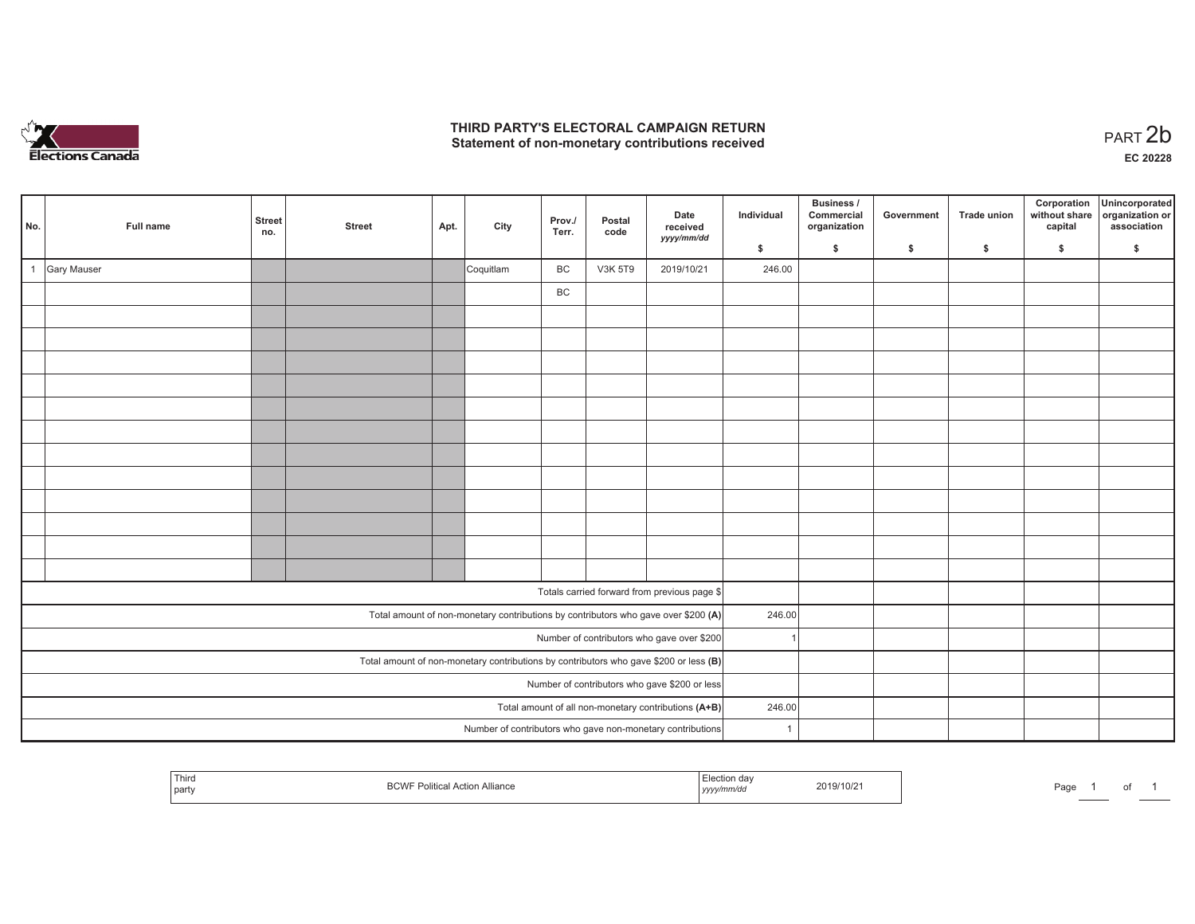# THIRD PARTY'S ELECTORAL CAMPAIGN RETURN
## Statement of non-monetary contributions received

PART 2b

**EC 20228**

| No. | Full name | Street no. | Street | Apt. | City | Prov./ Terr. | Postal code | Date received yyyy/mm/dd | Individual $ | Business / Commercial organization $ | Government $ | Trade union $ | Corporation without share capital $ | Unincorporated organization or association $ |
|---|---|---|---|---|---|---|---|---|---|---|---|---|---|---|
| 1 | Gary Mauser | | | | Coquitlam | BC | V3K 5T9 | 2019/10/21 | 246.00 | | | | | |
| | | | | | | BC | | | | | | | | |
| | | | | | | | | | | | | | | |
| | | | | | | | | | | | | | | |
| | | | | | | | | | | | | | | |
| | | | | | | | | | | | | | | |
| | | | | | | | | | | | | | | |
| | | | | | | | | | | | | | | |
| | | | | | | | | | | | | | | |
| | | | | | | | | | | | | | | |
| | | | | | | | | | | | | | | |
| | | | | | | | | | | | | | | |
| | | | | | | | | | | | | | | |
| | | | | | | | | | | | | | | |
| Totals carried forward from previous page $ | | | | | | | | | | | | | | |
| Total amount of non-monetary contributions by contributors who gave over $200 (A) | | | | | | | | | 246.00 | | | | | |
| Number of contributors who gave over $200 | | | | | | | | | 1 | | | | | |
| Total amount of non-monetary contributions by contributors who gave $200 or less (B) | | | | | | | | | | | | | | |
| Number of contributors who gave $200 or less | | | | | | | | | | | | | | |
| Total amount of all non-monetary contributions (A+B) | | | | | | | | | 246.00 | | | | | |
| Number of contributors who gave non-monetary contributions | | | | | | | | | 1 | | | | | |

| Third party | BCWF Political Action Alliance | Election day yyyy/mm/dd | 2019/10/21 |
|---|---|---|---|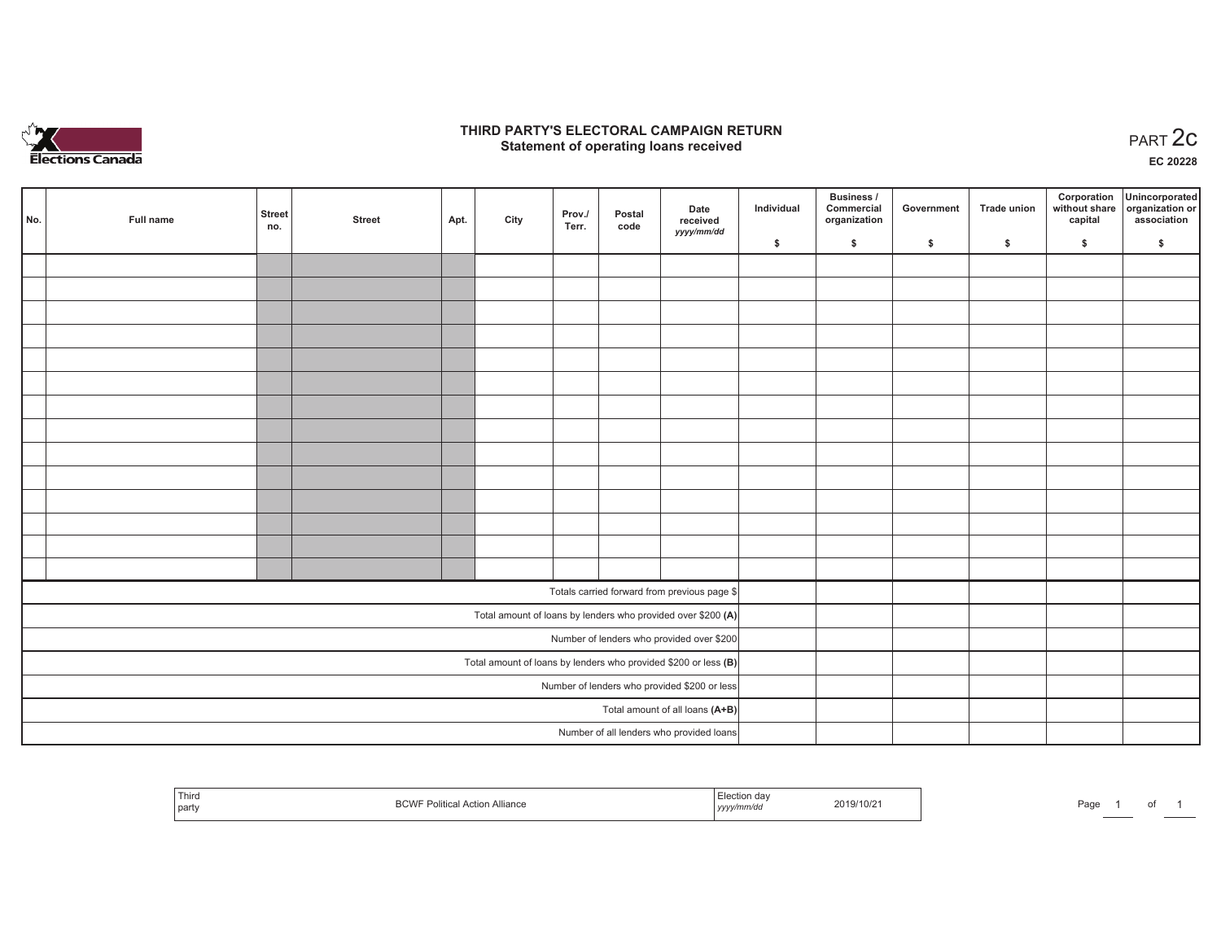# THIRD PARTY'S ELECTORAL CAMPAIGN RETURN
## Statement of operating loans received

PART 2c

EC 20228

| No. | Full name | Street no. | Street | Apt. | City | Prov./ Terr. | Postal code | Date received yyyy/mm/dd | Individual $ | Business / Commercial organization $ | Government $ | Trade union $ | Corporation without share capital $ | Unincorporated organization or association $ |
|---|---|---|---|---|---|---|---|---|---|---|---|---|---|---|
| | | | | | | | | | | | | | | |
| | | | | | | | | | | | | | | |
| | | | | | | | | | | | | | | |
| | | | | | | | | | | | | | | |
| | | | | | | | | | | | | | | |
| | | | | | | | | | | | | | | |
| | | | | | | | | | | | | | | |
| | | | | | | | | | | | | | | |
| | | | | | | | | | | | | | | |
| | | | | | | | | | | | | | | |
| | | | | | | | | | | | | | | |
| | | | | | | | | | | | | | | |
| | | | | | | | | | | | | | | |
| | | | | | | | | | | | | | | |
| Totals carried forward from previous page $ | | | | | | | | | | | | | | |
| Total amount of loans by lenders who provided over $200 **(A)** | | | | | | | | | | | | | | |
| Number of lenders who provided over $200 | | | | | | | | | | | | | | |
| Total amount of loans by lenders who provided $200 or less **(B)** | | | | | | | | | | | | | | |
| Number of lenders who provided $200 or less | | | | | | | | | | | | | | |
| Total amount of all loans **(A+B)** | | | | | | | | | | | | | | |
| Number of all lenders who provided loans | | | | | | | | | | | | | | |

| Third party | BCWF Political Action Alliance | Election day yyyy/mm/dd | 2019/10/21 |
|---|---|---|---|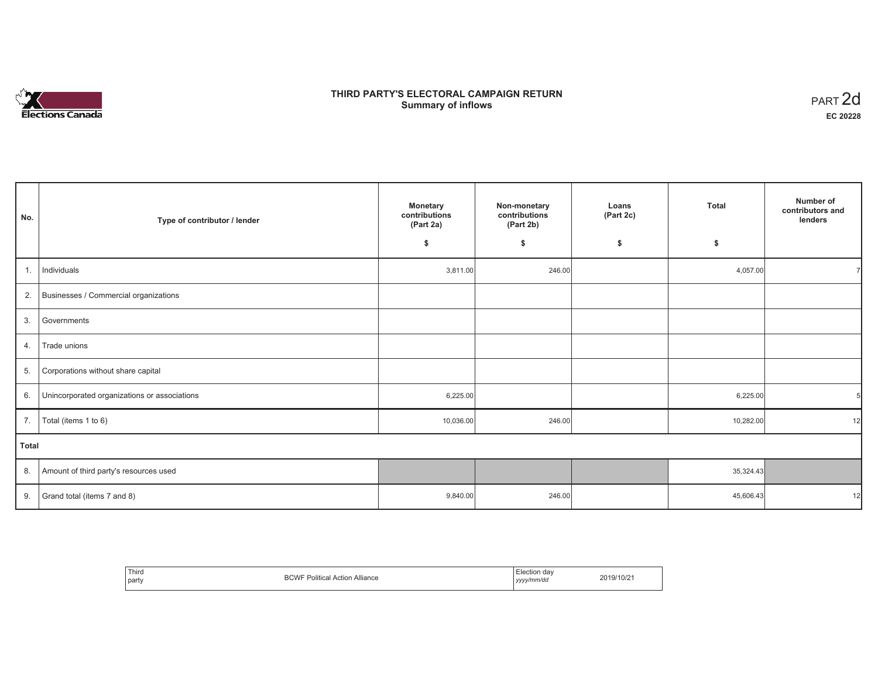# THIRD PARTY'S ELECTORAL CAMPAIGN RETURN
## Summary of inflows

PART 2d
**EC 20228**

| No. | Type of contributor / lender | Monetary contributions (Part 2a) $ | Non-monetary contributions (Part 2b) $ | Loans (Part 2c) $ | Total $ | Number of contributors and lenders |
|---|---|---|---|---|---|---|
| 1. | Individuals | 3,811.00 | 246.00 | | 4,057.00 | 7 |
| 2. | Businesses / Commercial organizations | | | | | |
| 3. | Governments | | | | | |
| 4. | Trade unions | | | | | |
| 5. | Corporations without share capital | | | | | |
| 6. | Unincorporated organizations or associations | 6,225.00 | | | 6,225.00 | 5 |
| 7. | Total (items 1 to 6) | 10,036.00 | 246.00 | | 10,282.00 | 12 |
| **Total** | | | | | | |
| 8. | Amount of third party's resources used | | | | 35,324.43 | |
| 9. | Grand total (items 7 and 8) | 9,840.00 | 246.00 | | 45,606.43 | 12 |

| Third party | BCWF Political Action Alliance | Election day *yyyy/mm/dd* | 2019/10/21 |
|---|---|---|---|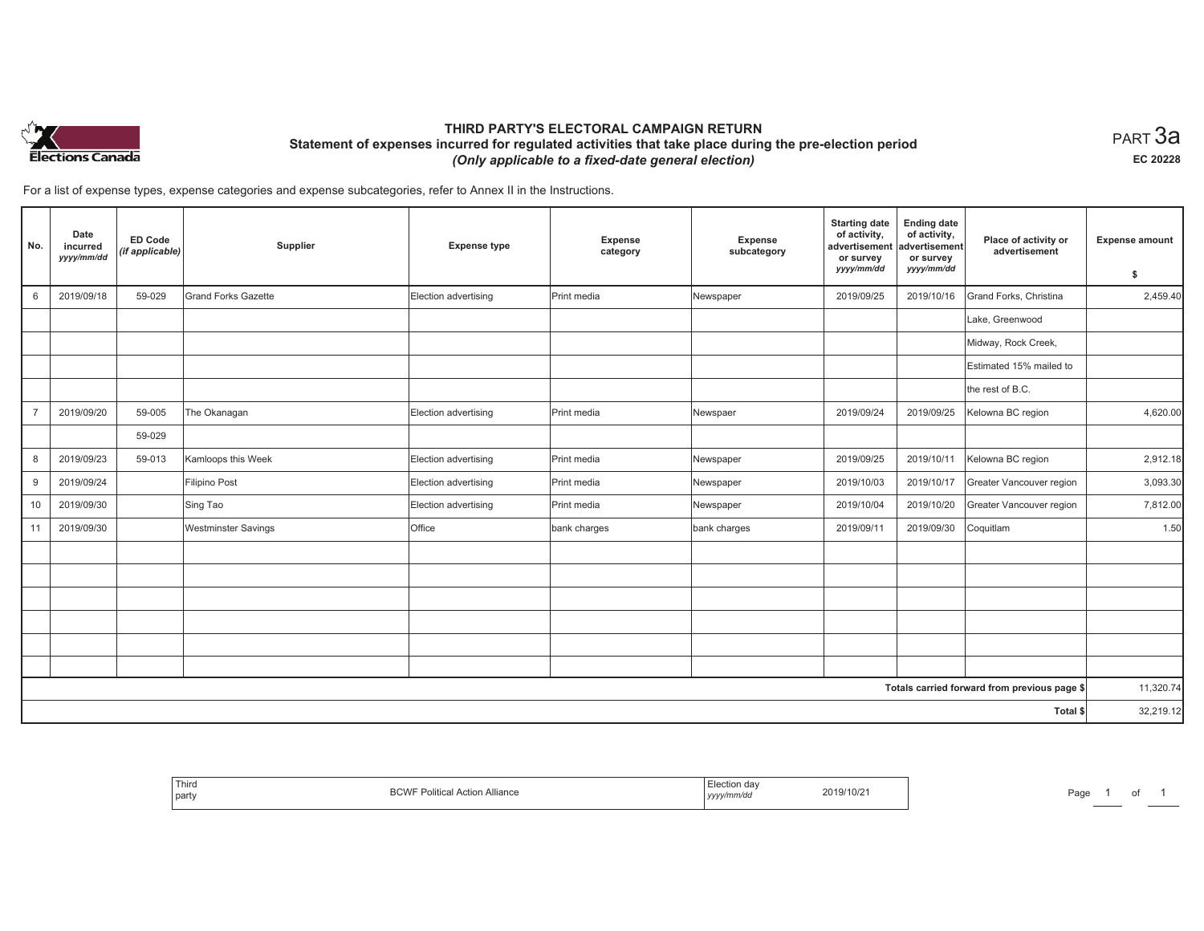PART 3a

EC 20228

# THIRD PARTY'S ELECTORAL CAMPAIGN RETURN

## Statement of expenses incurred for regulated activities that take place during the pre-election period

*(Only applicable to a fixed-date general election)*

For a list of expense types, expense categories and expense subcategories, refer to Annex II in the Instructions.

| No. | Date incurred yyyy/mm/dd | ED Code (if applicable) | Supplier | Expense type | Expense category | Expense subcategory | Starting date of activity, advertisement or survey yyyy/mm/dd | Ending date of activity, advertisement or survey yyyy/mm/dd | Place of activity or advertisement | Expense amount $ |
|---|---|---|---|---|---|---|---|---|---|---|
| 6 | 2019/09/18 | 59-029 | Grand Forks Gazette | Election advertising | Print media | Newspaper | 2019/09/25 | 2019/10/16 | Grand Forks, Christina | 2,459.40 |
| | | | | | | | | | Lake, Greenwood | |
| | | | | | | | | | Midway, Rock Creek, | |
| | | | | | | | | | Estimated 15% mailed to | |
| | | | | | | | | | the rest of B.C. | |
| 7 | 2019/09/20 | 59-005 | The Okanagan | Election advertising | Print media | Newspaer | 2019/09/24 | 2019/09/25 | Kelowna BC region | 4,620.00 |
| | | 59-029 | | | | | | | | |
| 8 | 2019/09/23 | 59-013 | Kamloops this Week | Election advertising | Print media | Newspaper | 2019/09/25 | 2019/10/11 | Kelowna BC region | 2,912.18 |
| 9 | 2019/09/24 | | Filipino Post | Election advertising | Print media | Newspaper | 2019/10/03 | 2019/10/17 | Greater Vancouver region | 3,093.30 |
| 10 | 2019/09/30 | | Sing Tao | Election advertising | Print media | Newspaper | 2019/10/04 | 2019/10/20 | Greater Vancouver region | 7,812.00 |
| 11 | 2019/09/30 | | Westminster Savings | Office | bank charges | bank charges | 2019/09/11 | 2019/09/30 | Coquitlam | 1.50 |
| | | | | | | | | | Totals carried forward from previous page $ | 11,320.74 |
| | | | | | | | | | Total $ | 32,219.12 |

Third party: BCWF Political Action Alliance

Election day yyyy/mm/dd: 2019/10/21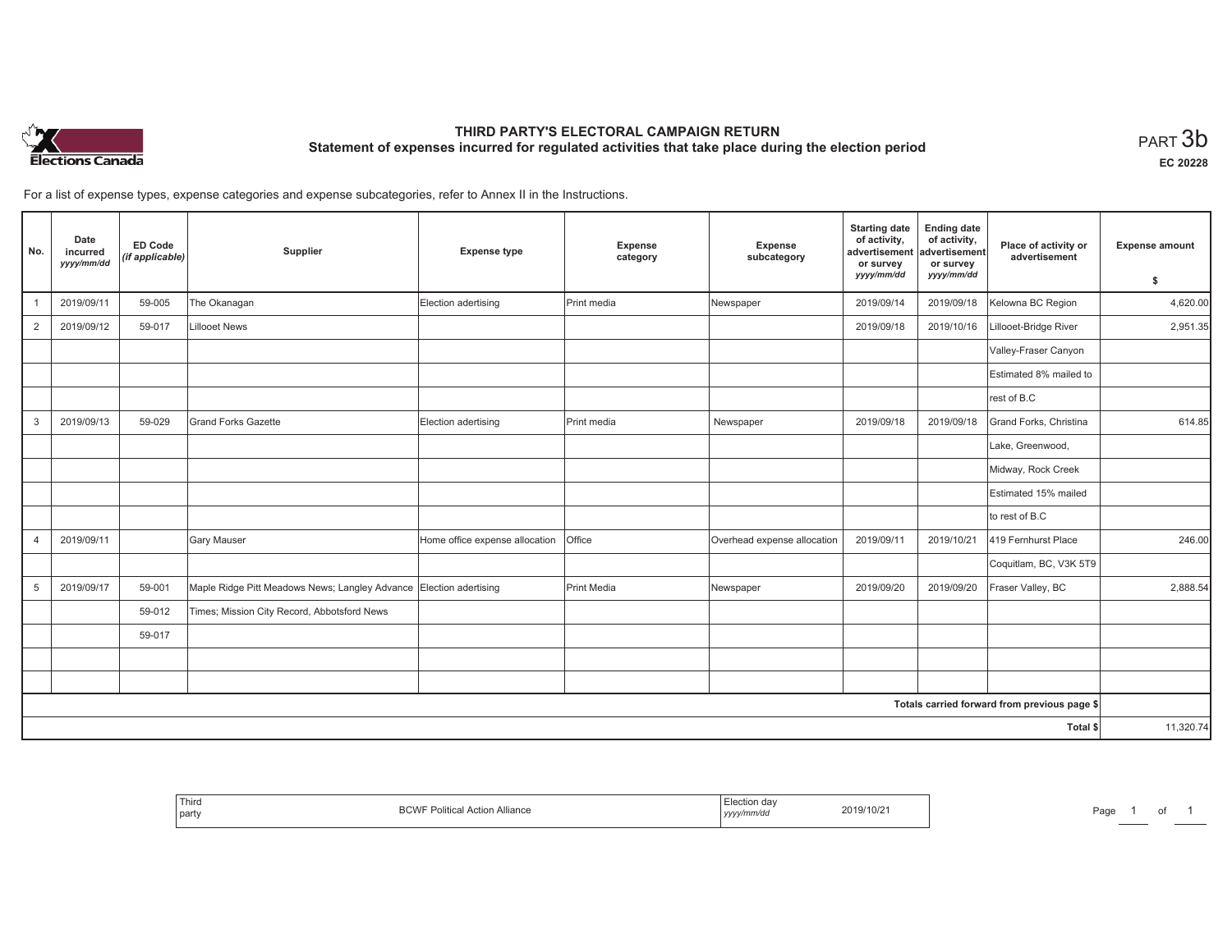# THIRD PARTY'S ELECTORAL CAMPAIGN RETURN

## Statement of expenses incurred for regulated activities that take place during the election period

PART 3b

EC 20228

For a list of expense types, expense categories and expense subcategories, refer to Annex II in the Instructions.

| No. | Date incurred yyyy/mm/dd | ED Code (if applicable) | Supplier | Expense type | Expense category | Expense subcategory | Starting date of activity, advertisement or survey yyyy/mm/dd | Ending date of activity, advertisement or survey yyyy/mm/dd | Place of activity or advertisement | Expense amount $ |
|---|---|---|---|---|---|---|---|---|---|---|
| 1 | 2019/09/11 | 59-005 | The Okanagan | Election adertising | Print media | Newspaper | 2019/09/14 | 2019/09/18 | Kelowna BC Region | 4,620.00 |
| 2 | 2019/09/12 | 59-017 | Lillooet News | | | | 2019/09/18 | 2019/10/16 | Lillooet-Bridge River | 2,951.35 |
| | | | | | | | | | Valley-Fraser Canyon | |
| | | | | | | | | | Estimated 8% mailed to | |
| | | | | | | | | | rest of B.C | |
| 3 | 2019/09/13 | 59-029 | Grand Forks Gazette | Election adertising | Print media | Newspaper | 2019/09/18 | 2019/09/18 | Grand Forks, Christina | 614.85 |
| | | | | | | | | | Lake, Greenwood, | |
| | | | | | | | | | Midway, Rock Creek | |
| | | | | | | | | | Estimated 15% mailed | |
| | | | | | | | | | to rest of B.C | |
| 4 | 2019/09/11 | | Gary Mauser | Home office expense allocation | Office | Overhead expense allocation | 2019/09/11 | 2019/10/21 | 419 Fernhurst Place | 246.00 |
| | | | | | | | | | Coquitlam, BC, V3K 5T9 | |
| 5 | 2019/09/17 | 59-001 | Maple Ridge Pitt Meadows News; Langley Advance | Election adertising | Print Media | Newspaper | 2019/09/20 | 2019/09/20 | Fraser Valley, BC | 2,888.54 |
| | | 59-012 | Times; Mission City Record, Abbotsford News | | | | | | | |
| | | 59-017 | | | | | | | | |
| | | | | | | | | | | |
| | | | | | | | | | | |
| | | | | | | | | | Totals carried forward from previous page $ | |
| | | | | | | | | | Total $ | 11,320.74 |

| Third party | BCWF Political Action Alliance | Election day yyyy/mm/dd | 2019/10/21 |
|---|---|---|---|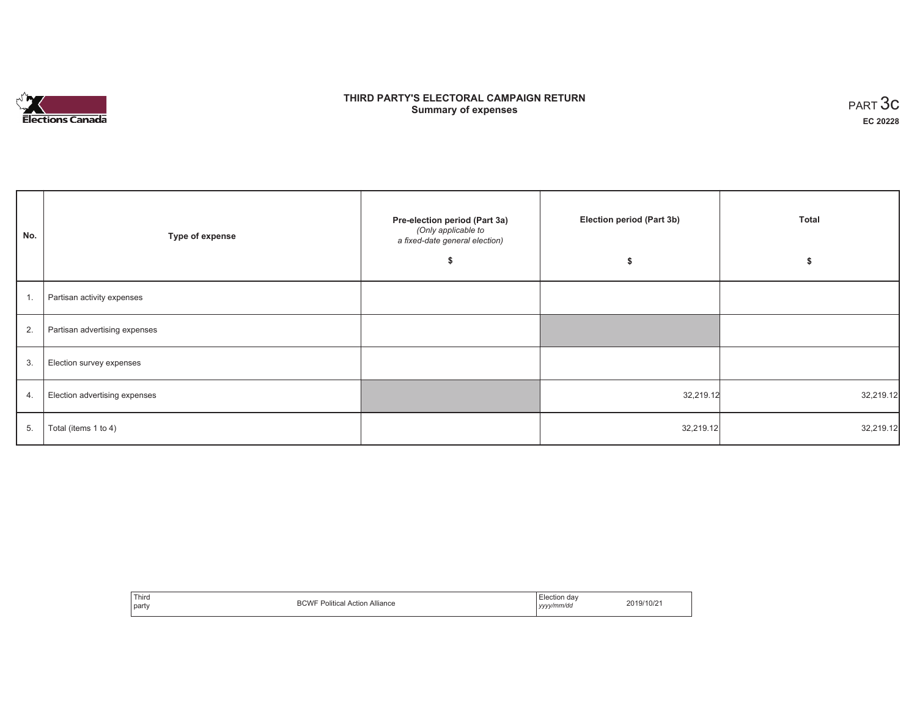Elections Canada

# THIRD PARTY'S ELECTORAL CAMPAIGN RETURN
## Summary of expenses

PART 3c

**EC 20228**

| No. | Type of expense | Pre-election period (Part 3a) *(Only applicable to a fixed-date general election)* $ | Election period (Part 3b) $ | Total $ |
|---|---|---|---|---|
| 1. | Partisan activity expenses | | | |
| 2. | Partisan advertising expenses | | | |
| 3. | Election survey expenses | | | |
| 4. | Election advertising expenses | | 32,219.12 | 32,219.12 |
| 5. | Total (items 1 to 4) | | 32,219.12 | 32,219.12 |

| Third party | BCWF Political Action Alliance | Election day *yyyy/mm/dd* | 2019/10/21 |
|---|---|---|---|